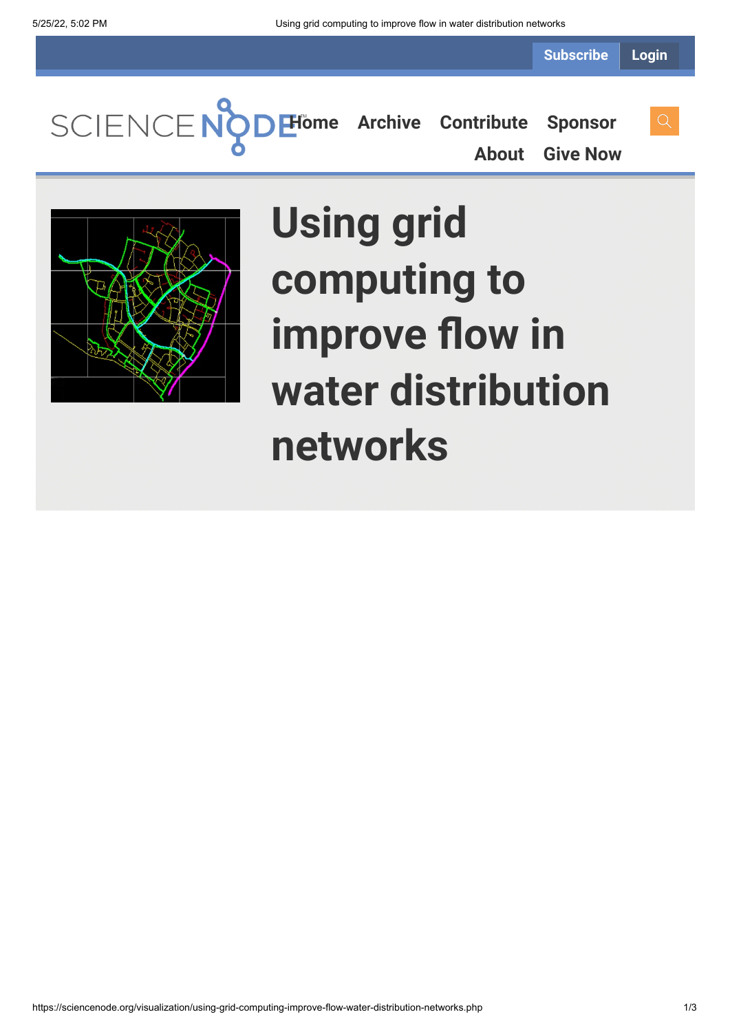Subscribe Login

SCIENCE NODE™ Home Archive Contribute Sponsor About Give Now

# Using grid computing to improve flow in water distribution networks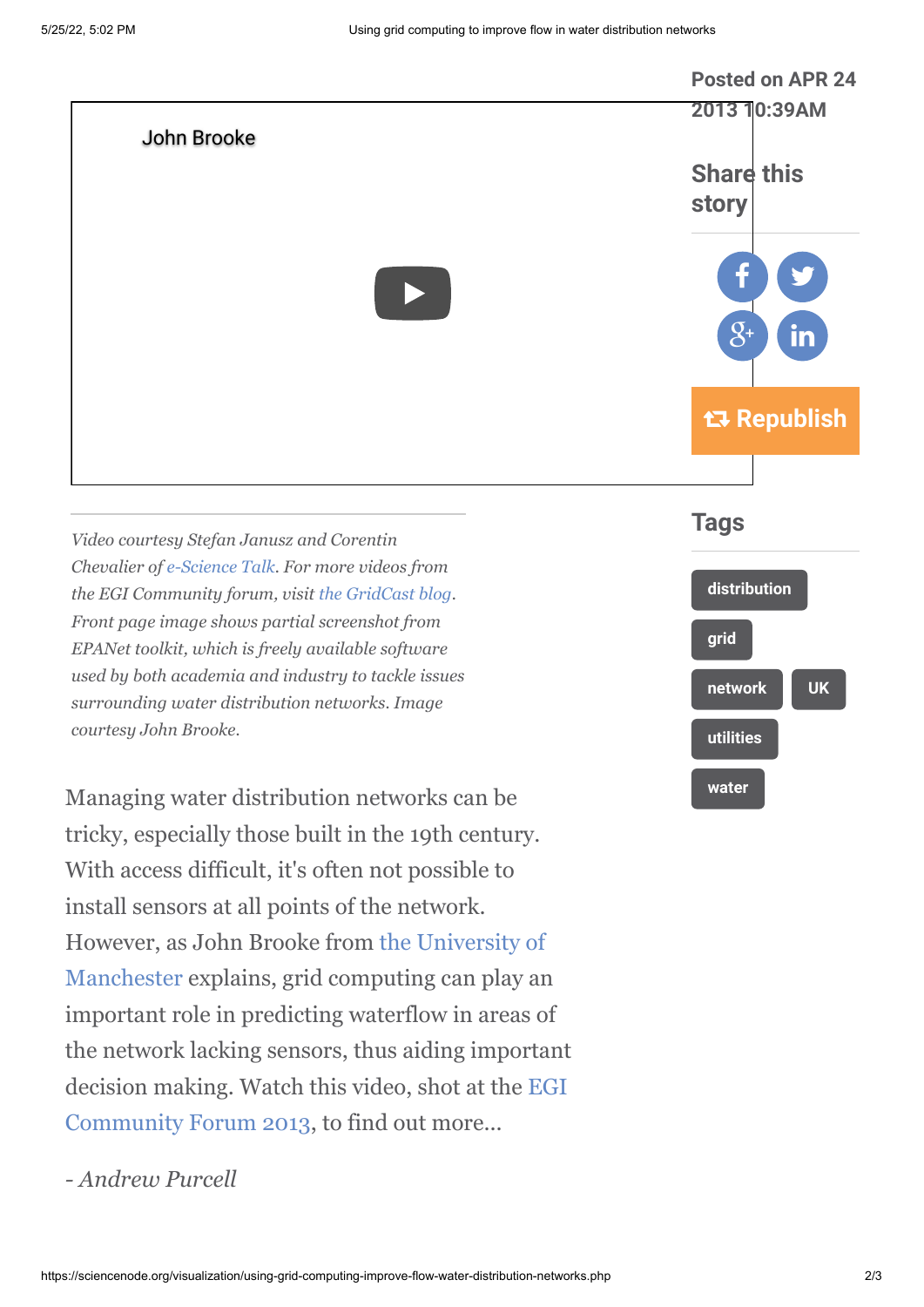Posted on APR 24 2013 10:39AM

Share this story

Republish

John Brooke

*Video courtesy Stefan Janusz and Corentin Chevalier of e-Science Talk. For more videos from the EGI Community forum, visit the GridCast blog. Front page image shows partial screenshot from EPANet toolkit, which is freely available software used by both academia and industry to tackle issues surrounding water distribution networks. Image courtesy John Brooke.*

## Tags

distribution

grid

network

UK

utilities

water

Managing water distribution networks can be tricky, especially those built in the 19th century. With access difficult, it's often not possible to install sensors at all points of the network. However, as John Brooke from the University of Manchester explains, grid computing can play an important role in predicting waterflow in areas of the network lacking sensors, thus aiding important decision making. Watch this video, shot at the EGI Community Forum 2013, to find out more...

*- Andrew Purcell*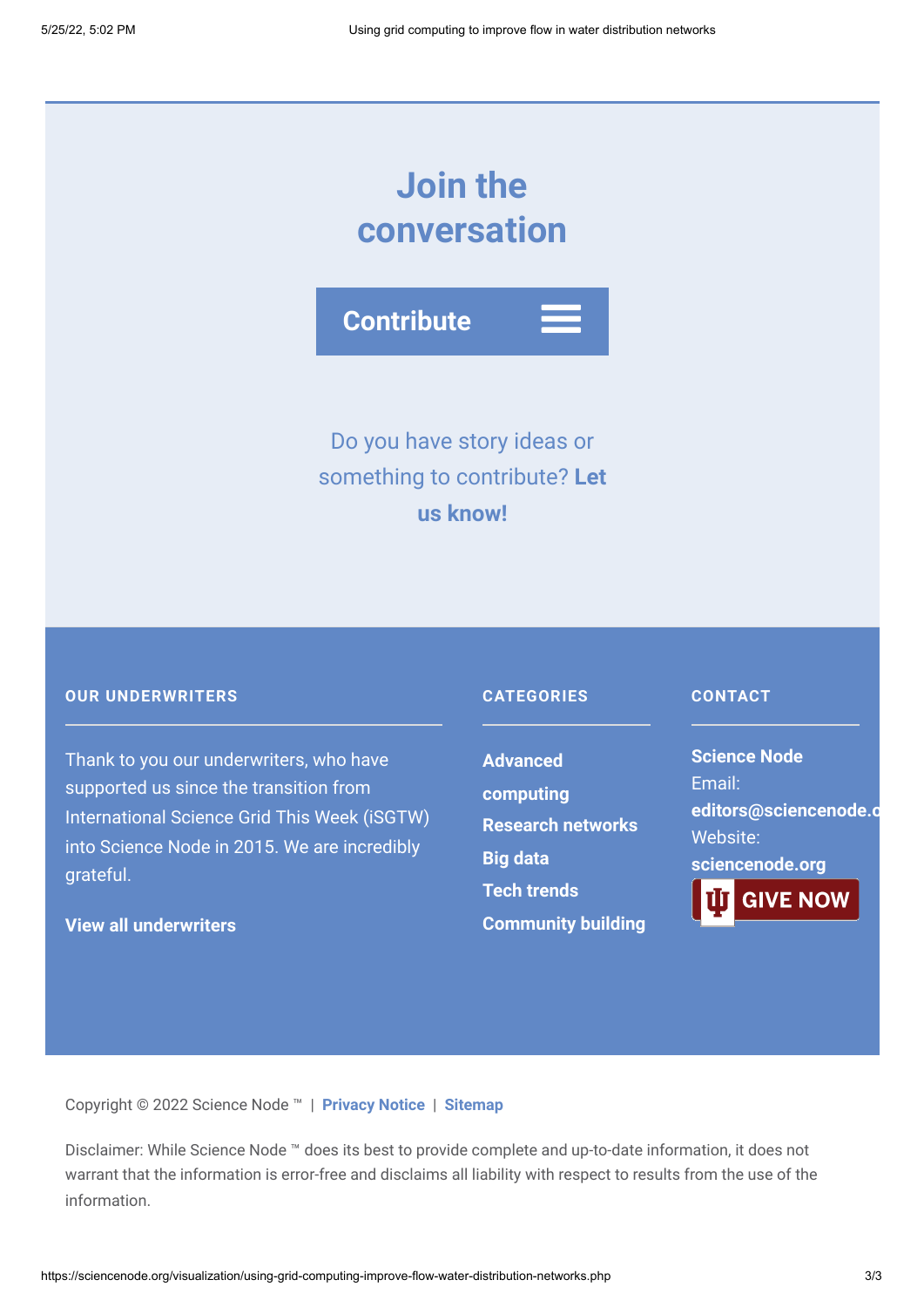# Join the conversation

**Contribute**

Do you have story ideas or something to contribute? **Let us know!**

### OUR UNDERWRITERS

Thank to you our underwriters, who have supported us since the transition from International Science Grid This Week (iSGTW) into Science Node in 2015. We are incredibly grateful.

**View all underwriters**

### CATEGORIES

- **Advanced computing**
- **Research networks**
- **Big data**
- **Tech trends**
- **Community building**

### CONTACT

**Science Node**
Email: **editors@sciencenode.o**
Website: **sciencenode.org**

GIVE NOW

Copyright © 2022 Science Node ™ | **Privacy Notice** | **Sitemap**

Disclaimer: While Science Node ™ does its best to provide complete and up-to-date information, it does not warrant that the information is error-free and disclaims all liability with respect to results from the use of the information.